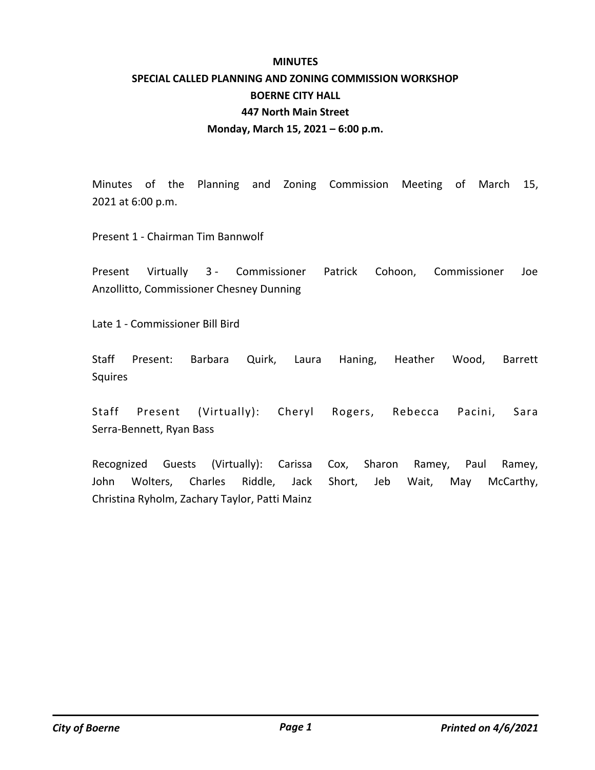# MINUTES
## SPECIAL CALLED PLANNING AND ZONING COMMISSION WORKSHOP
## BOERNE CITY HALL
## 447 North Main Street
## Monday, March 15, 2021 – 6:00 p.m.

Minutes of the Planning and Zoning Commission Meeting of March 15, 2021 at 6:00 p.m.

Present 1 - Chairman Tim Bannwolf

Present Virtually 3 - Commissioner Patrick Cohoon, Commissioner Joe Anzollitto, Commissioner Chesney Dunning

Late 1 - Commissioner Bill Bird

Staff Present: Barbara Quirk, Laura Haning, Heather Wood, Barrett Squires

Staff Present (Virtually): Cheryl Rogers, Rebecca Pacini, Sara Serra-Bennett, Ryan Bass

Recognized Guests (Virtually): Carissa Cox, Sharon Ramey, Paul Ramey, John Wolters, Charles Riddle, Jack Short, Jeb Wait, May McCarthy, Christina Ryholm, Zachary Taylor, Patti Mainz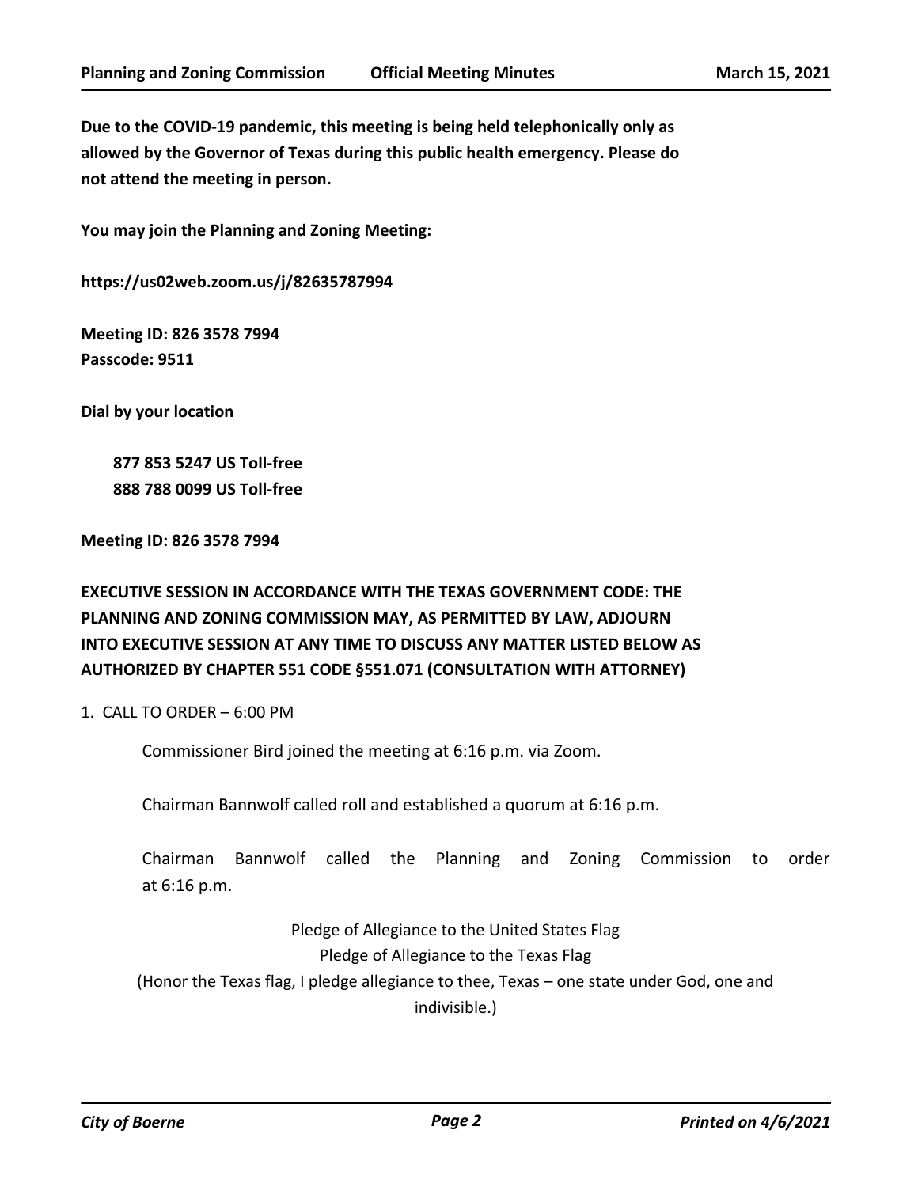**Due to the COVID-19 pandemic, this meeting is being held telephonically only as allowed by the Governor of Texas during this public health emergency. Please do not attend the meeting in person.**

**You may join the Planning and Zoning Meeting:**

**https://us02web.zoom.us/j/82635787994**

**Meeting ID: 826 3578 7994**
**Passcode: 9511**

**Dial by your location**

**877 853 5247 US Toll-free**
**888 788 0099 US Toll-free**

**Meeting ID: 826 3578 7994**

**EXECUTIVE SESSION IN ACCORDANCE WITH THE TEXAS GOVERNMENT CODE: THE PLANNING AND ZONING COMMISSION MAY, AS PERMITTED BY LAW, ADJOURN INTO EXECUTIVE SESSION AT ANY TIME TO DISCUSS ANY MATTER LISTED BELOW AS AUTHORIZED BY CHAPTER 551 CODE §551.071 (CONSULTATION WITH ATTORNEY)**

1. CALL TO ORDER – 6:00 PM

Commissioner Bird joined the meeting at 6:16 p.m. via Zoom.

Chairman Bannwolf called roll and established a quorum at 6:16 p.m.

Chairman Bannwolf called the Planning and Zoning Commission to order at 6:16 p.m.

Pledge of Allegiance to the United States Flag
Pledge of Allegiance to the Texas Flag
(Honor the Texas flag, I pledge allegiance to thee, Texas – one state under God, one and indivisible.)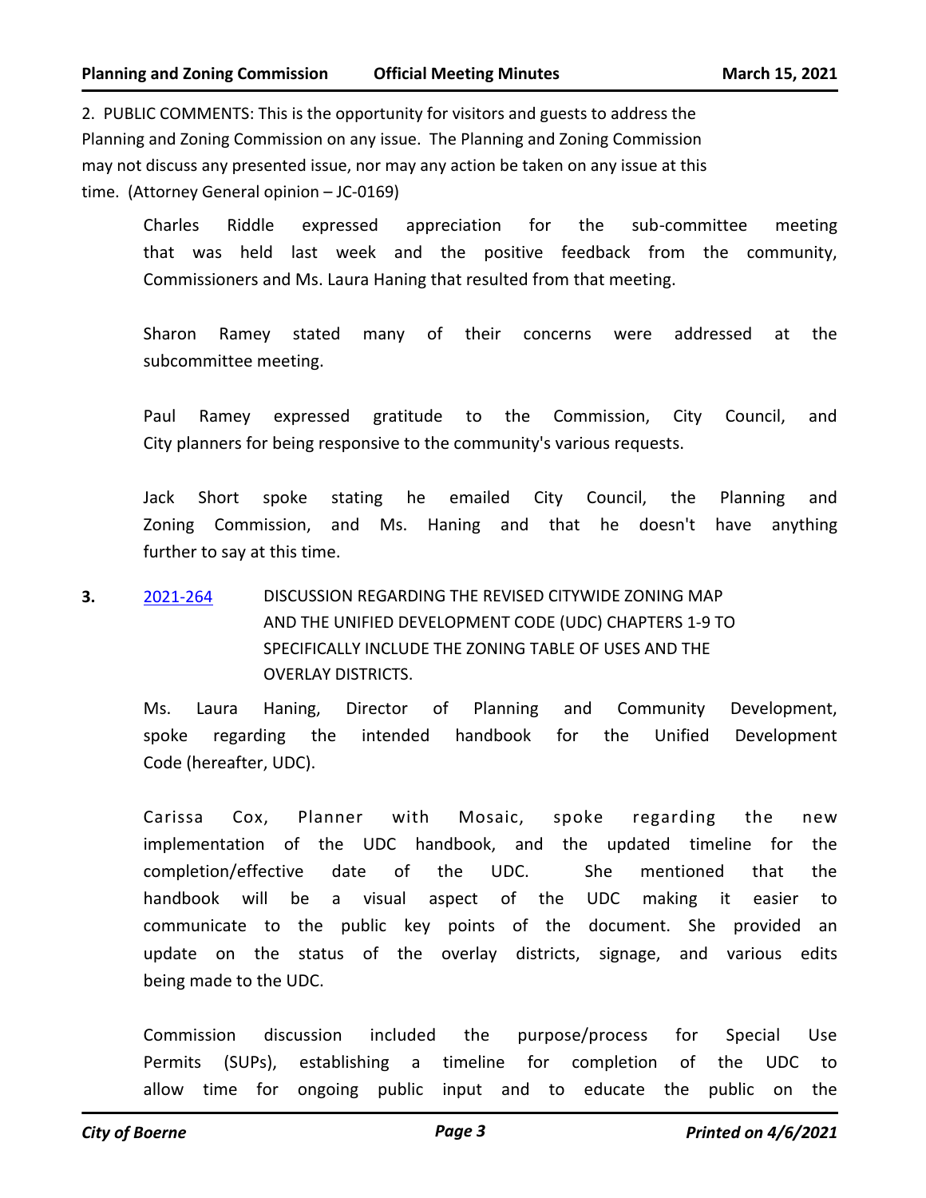2. PUBLIC COMMENTS: This is the opportunity for visitors and guests to address the Planning and Zoning Commission on any issue. The Planning and Zoning Commission may not discuss any presented issue, nor may any action be taken on any issue at this time. (Attorney General opinion – JC-0169)

Charles Riddle expressed appreciation for the sub-committee meeting that was held last week and the positive feedback from the community, Commissioners and Ms. Laura Haning that resulted from that meeting.

Sharon Ramey stated many of their concerns were addressed at the subcommittee meeting.

Paul Ramey expressed gratitude to the Commission, City Council, and City planners for being responsive to the community's various requests.

Jack Short spoke stating he emailed City Council, the Planning and Zoning Commission, and Ms. Haning and that he doesn't have anything further to say at this time.

**3.** 2021-264 DISCUSSION REGARDING THE REVISED CITYWIDE ZONING MAP AND THE UNIFIED DEVELOPMENT CODE (UDC) CHAPTERS 1-9 TO SPECIFICALLY INCLUDE THE ZONING TABLE OF USES AND THE OVERLAY DISTRICTS.

Ms. Laura Haning, Director of Planning and Community Development, spoke regarding the intended handbook for the Unified Development Code (hereafter, UDC).

Carissa Cox, Planner with Mosaic, spoke regarding the new implementation of the UDC handbook, and the updated timeline for the completion/effective date of the UDC. She mentioned that the handbook will be a visual aspect of the UDC making it easier to communicate to the public key points of the document. She provided an update on the status of the overlay districts, signage, and various edits being made to the UDC.

Commission discussion included the purpose/process for Special Use Permits (SUPs), establishing a timeline for completion of the UDC to allow time for ongoing public input and to educate the public on the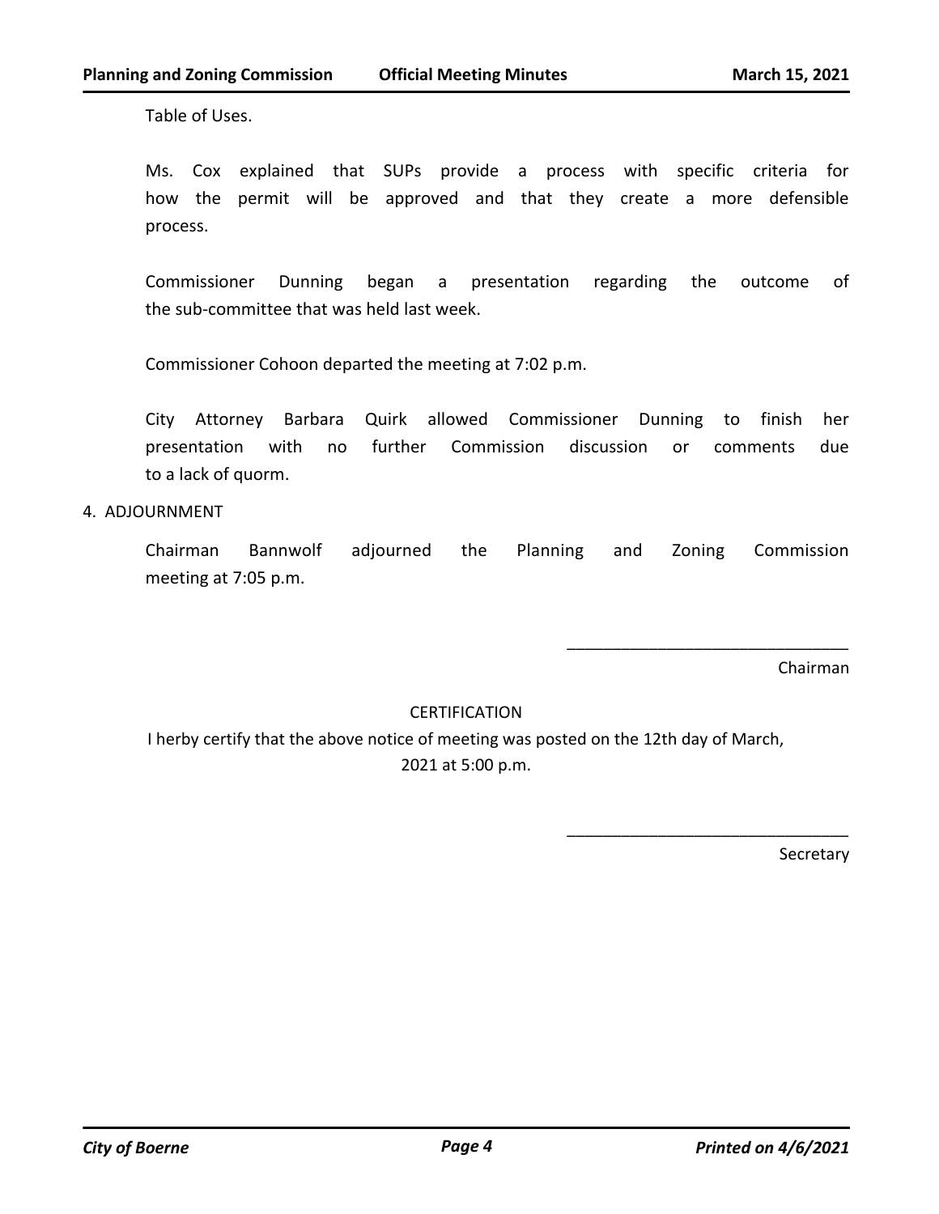Table of Uses.

Ms. Cox explained that SUPs provide a process with specific criteria for how the permit will be approved and that they create a more defensible process.

Commissioner Dunning began a presentation regarding the outcome of the sub-committee that was held last week.

Commissioner Cohoon departed the meeting at 7:02 p.m.

City Attorney Barbara Quirk allowed Commissioner Dunning to finish her presentation with no further Commission discussion or comments due to a lack of quorm.

4. ADJOURNMENT

Chairman Bannwolf adjourned the Planning and Zoning Commission meeting at 7:05 p.m.

_______________________________

Chairman

CERTIFICATION

I herby certify that the above notice of meeting was posted on the 12th day of March, 2021 at 5:00 p.m.

_______________________________

Secretary